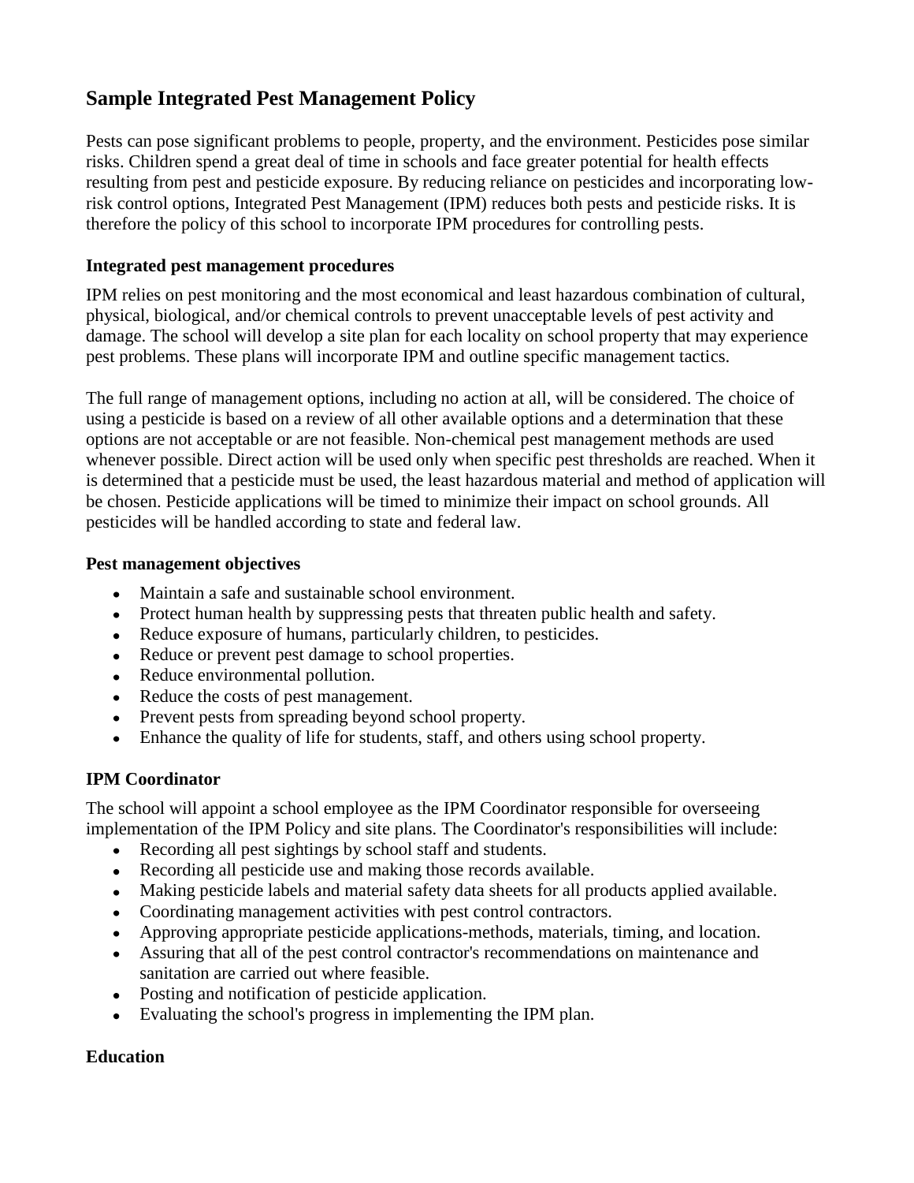# Sample Integrated Pest Management Policy

Pests can pose significant problems to people, property, and the environment. Pesticides pose similar risks. Children spend a great deal of time in schools and face greater potential for health effects resulting from pest and pesticide exposure. By reducing reliance on pesticides and incorporating low-risk control options, Integrated Pest Management (IPM) reduces both pests and pesticide risks. It is therefore the policy of this school to incorporate IPM procedures for controlling pests.

### Integrated pest management procedures

IPM relies on pest monitoring and the most economical and least hazardous combination of cultural, physical, biological, and/or chemical controls to prevent unacceptable levels of pest activity and damage. The school will develop a site plan for each locality on school property that may experience pest problems. These plans will incorporate IPM and outline specific management tactics.

The full range of management options, including no action at all, will be considered. The choice of using a pesticide is based on a review of all other available options and a determination that these options are not acceptable or are not feasible. Non-chemical pest management methods are used whenever possible. Direct action will be used only when specific pest thresholds are reached. When it is determined that a pesticide must be used, the least hazardous material and method of application will be chosen. Pesticide applications will be timed to minimize their impact on school grounds. All pesticides will be handled according to state and federal law.

### Pest management objectives

- Maintain a safe and sustainable school environment.
- Protect human health by suppressing pests that threaten public health and safety.
- Reduce exposure of humans, particularly children, to pesticides.
- Reduce or prevent pest damage to school properties.
- Reduce environmental pollution.
- Reduce the costs of pest management.
- Prevent pests from spreading beyond school property.
- Enhance the quality of life for students, staff, and others using school property.

### IPM Coordinator

The school will appoint a school employee as the IPM Coordinator responsible for overseeing implementation of the IPM Policy and site plans. The Coordinator's responsibilities will include:

- Recording all pest sightings by school staff and students.
- Recording all pesticide use and making those records available.
- Making pesticide labels and material safety data sheets for all products applied available.
- Coordinating management activities with pest control contractors.
- Approving appropriate pesticide applications-methods, materials, timing, and location.
- Assuring that all of the pest control contractor's recommendations on maintenance and sanitation are carried out where feasible.
- Posting and notification of pesticide application.
- Evaluating the school's progress in implementing the IPM plan.

### Education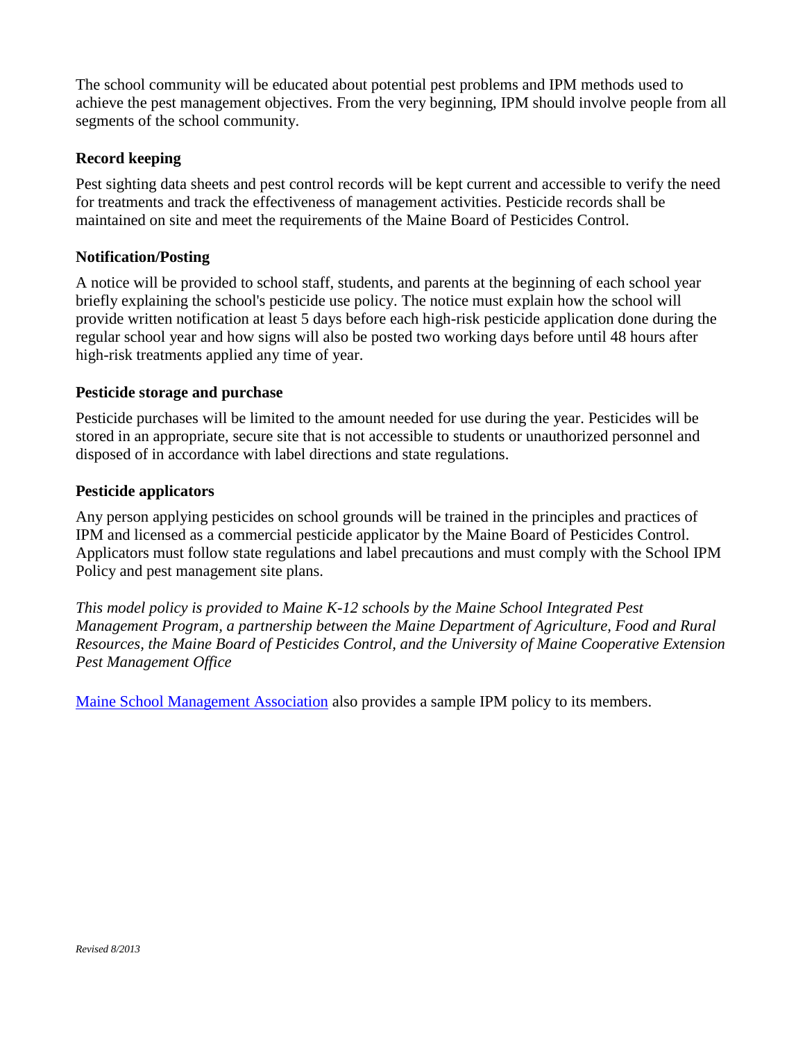The school community will be educated about potential pest problems and IPM methods used to achieve the pest management objectives. From the very beginning, IPM should involve people from all segments of the school community.

### Record keeping

Pest sighting data sheets and pest control records will be kept current and accessible to verify the need for treatments and track the effectiveness of management activities. Pesticide records shall be maintained on site and meet the requirements of the Maine Board of Pesticides Control.

### Notification/Posting

A notice will be provided to school staff, students, and parents at the beginning of each school year briefly explaining the school's pesticide use policy. The notice must explain how the school will provide written notification at least 5 days before each high-risk pesticide application done during the regular school year and how signs will also be posted two working days before until 48 hours after high-risk treatments applied any time of year.

### Pesticide storage and purchase

Pesticide purchases will be limited to the amount needed for use during the year. Pesticides will be stored in an appropriate, secure site that is not accessible to students or unauthorized personnel and disposed of in accordance with label directions and state regulations.

### Pesticide applicators

Any person applying pesticides on school grounds will be trained in the principles and practices of IPM and licensed as a commercial pesticide applicator by the Maine Board of Pesticides Control. Applicators must follow state regulations and label precautions and must comply with the School IPM Policy and pest management site plans.

*This model policy is provided to Maine K-12 schools by the Maine School Integrated Pest Management Program, a partnership between the Maine Department of Agriculture, Food and Rural Resources, the Maine Board of Pesticides Control, and the University of Maine Cooperative Extension Pest Management Office*

Maine School Management Association also provides a sample IPM policy to its members.

*Revised 8/2013*